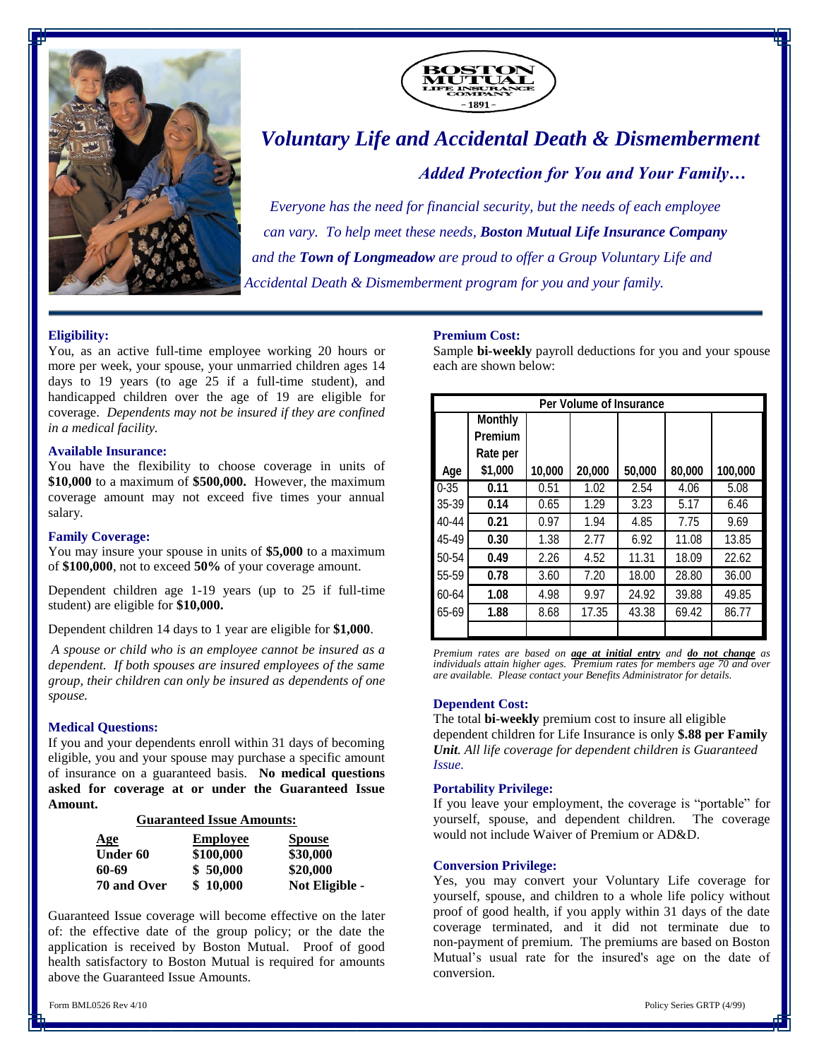BOSTON MUTUAL LIFE INSURANCE COMPANY – 1891 –

# Voluntary Life and Accidental Death & Dismemberment

## *Added Protection for You and Your Family…*

*Everyone has the need for financial security, but the needs of each employee can vary. To help meet these needs, **Boston Mutual Life Insurance Company** and the **Town of Longmeadow** are proud to offer a Group Voluntary Life and Accidental Death & Dismemberment program for you and your family.*

### Eligibility:

You, as an active full-time employee working 20 hours or more per week, your spouse, your unmarried children ages 14 days to 19 years (to age 25 if a full-time student), and handicapped children over the age of 19 are eligible for coverage. *Dependents may not be insured if they are confined in a medical facility.*

### Available Insurance:

You have the flexibility to choose coverage in units of **$10,000** to a maximum of **$500,000.** However, the maximum coverage amount may not exceed five times your annual salary.

### Family Coverage:

You may insure your spouse in units of **$5,000** to a maximum of **$100,000**, not to exceed **50%** of your coverage amount.

Dependent children age 1-19 years (up to 25 if full-time student) are eligible for **$10,000.**

Dependent children 14 days to 1 year are eligible for **$1,000**.

*A spouse or child who is an employee cannot be insured as a dependent. If both spouses are insured employees of the same group, their children can only be insured as dependents of one spouse.*

### Medical Questions:

If you and your dependents enroll within 31 days of becoming eligible, you and your spouse may purchase a specific amount of insurance on a guaranteed basis. **No medical questions asked for coverage at or under the Guaranteed Issue Amount.**

**Guaranteed Issue Amounts:**

| Age | Employee | Spouse |
|---|---|---|
| Under 60 | $100,000 | $30,000 |
| 60-69 | $ 50,000 | $20,000 |
| 70 and Over | $ 10,000 | Not Eligible - |

Guaranteed Issue coverage will become effective on the later of: the effective date of the group policy; or the date the application is received by Boston Mutual. Proof of good health satisfactory to Boston Mutual is required for amounts above the Guaranteed Issue Amounts.

### Premium Cost:

Sample **bi-weekly** payroll deductions for you and your spouse each are shown below:

| Per Volume of Insurance | | | | | | |
|---|---|---|---|---|---|---|
| Age | Monthly Premium Rate per $1,000 | 10,000 | 20,000 | 50,000 | 80,000 | 100,000 |
| 0-35 | **0.11** | 0.51 | 1.02 | 2.54 | 4.06 | 5.08 |
| 35-39 | **0.14** | 0.65 | 1.29 | 3.23 | 5.17 | 6.46 |
| 40-44 | **0.21** | 0.97 | 1.94 | 4.85 | 7.75 | 9.69 |
| 45-49 | **0.30** | 1.38 | 2.77 | 6.92 | 11.08 | 13.85 |
| 50-54 | **0.49** | 2.26 | 4.52 | 11.31 | 18.09 | 22.62 |
| 55-59 | **0.78** | 3.60 | 7.20 | 18.00 | 28.80 | 36.00 |
| 60-64 | **1.08** | 4.98 | 9.97 | 24.92 | 39.88 | 49.85 |
| 65-69 | **1.88** | 8.68 | 17.35 | 43.38 | 69.42 | 86.77 |

*Premium rates are based on **age at initial entry** and **do not change** as individuals attain higher ages. Premium rates for members age 70 and over are available. Please contact your Benefits Administrator for details.*

### Dependent Cost:

The total **bi-weekly** premium cost to insure all eligible dependent children for Life Insurance is only **$.88 per Family Unit**. *All life coverage for dependent children is Guaranteed Issue.*

### Portability Privilege:

If you leave your employment, the coverage is "portable" for yourself, spouse, and dependent children. The coverage would not include Waiver of Premium or AD&D.

### Conversion Privilege:

Yes, you may convert your Voluntary Life coverage for yourself, spouse, and children to a whole life policy without proof of good health, if you apply within 31 days of the date coverage terminated, and it did not terminate due to non-payment of premium. The premiums are based on Boston Mutual's usual rate for the insured's age on the date of conversion.

Form BML0526 Rev 4/10 Policy Series GRTP (4/99)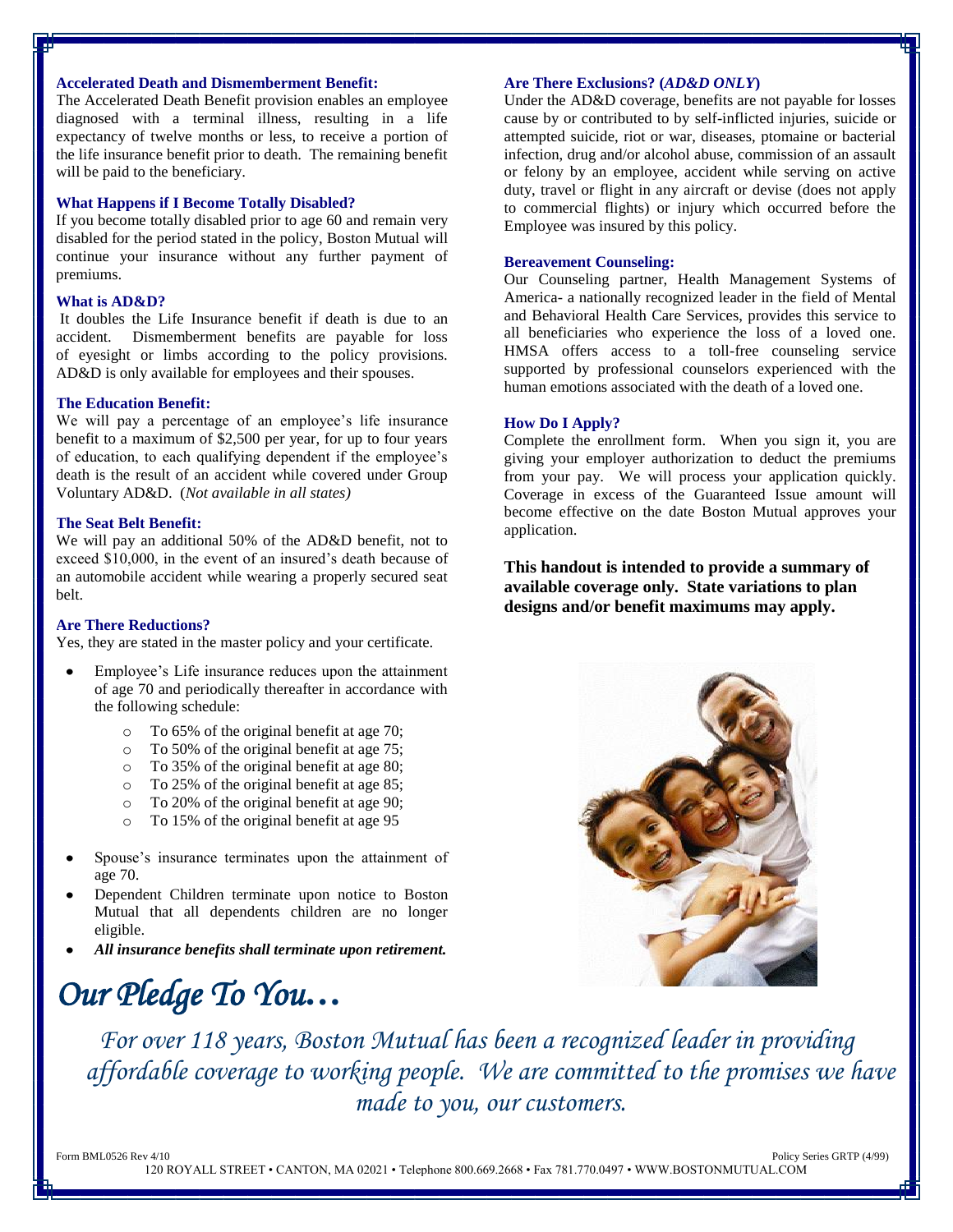### Accelerated Death and Dismemberment Benefit:

The Accelerated Death Benefit provision enables an employee diagnosed with a terminal illness, resulting in a life expectancy of twelve months or less, to receive a portion of the life insurance benefit prior to death. The remaining benefit will be paid to the beneficiary.

### What Happens if I Become Totally Disabled?

If you become totally disabled prior to age 60 and remain very disabled for the period stated in the policy, Boston Mutual will continue your insurance without any further payment of premiums.

### What is AD&D?

It doubles the Life Insurance benefit if death is due to an accident. Dismemberment benefits are payable for loss of eyesight or limbs according to the policy provisions. AD&D is only available for employees and their spouses.

### The Education Benefit:

We will pay a percentage of an employee's life insurance benefit to a maximum of $2,500 per year, for up to four years of education, to each qualifying dependent if the employee's death is the result of an accident while covered under Group Voluntary AD&D. (*Not available in all states)*

### The Seat Belt Benefit:

We will pay an additional 50% of the AD&D benefit, not to exceed $10,000, in the event of an insured's death because of an automobile accident while wearing a properly secured seat belt.

### Are There Reductions?

Yes, they are stated in the master policy and your certificate.

- Employee's Life insurance reduces upon the attainment of age 70 and periodically thereafter in accordance with the following schedule:
  - To 65% of the original benefit at age 70;
  - To 50% of the original benefit at age 75;
  - To 35% of the original benefit at age 80;
  - To 25% of the original benefit at age 85;
  - To 20% of the original benefit at age 90;
  - To 15% of the original benefit at age 95
- Spouse's insurance terminates upon the attainment of age 70.
- Dependent Children terminate upon notice to Boston Mutual that all dependents children are no longer eligible.
- ***All insurance benefits shall terminate upon retirement.***

### Are There Exclusions? (*AD&D ONLY*)

Under the AD&D coverage, benefits are not payable for losses cause by or contributed to by self-inflicted injuries, suicide or attempted suicide, riot or war, diseases, ptomaine or bacterial infection, drug and/or alcohol abuse, commission of an assault or felony by an employee, accident while serving on active duty, travel or flight in any aircraft or devise (does not apply to commercial flights) or injury which occurred before the Employee was insured by this policy.

### Bereavement Counseling:

Our Counseling partner, Health Management Systems of America- a nationally recognized leader in the field of Mental and Behavioral Health Care Services, provides this service to all beneficiaries who experience the loss of a loved one. HMSA offers access to a toll-free counseling service supported by professional counselors experienced with the human emotions associated with the death of a loved one.

### How Do I Apply?

Complete the enrollment form. When you sign it, you are giving your employer authorization to deduct the premiums from your pay. We will process your application quickly. Coverage in excess of the Guaranteed Issue amount will become effective on the date Boston Mutual approves your application.

**This handout is intended to provide a summary of available coverage only. State variations to plan designs and/or benefit maximums may apply.**

## *Our Pledge To You…*

*For over 118 years, Boston Mutual has been a recognized leader in providing affordable coverage to working people. We are committed to the promises we have made to you, our customers.*

Form BML0526 Rev 4/10 Policy Series GRTP (4/99)

120 ROYALL STREET • CANTON, MA 02021 • Telephone 800.669.2668 • Fax 781.770.0497 • WWW.BOSTONMUTUAL.COM